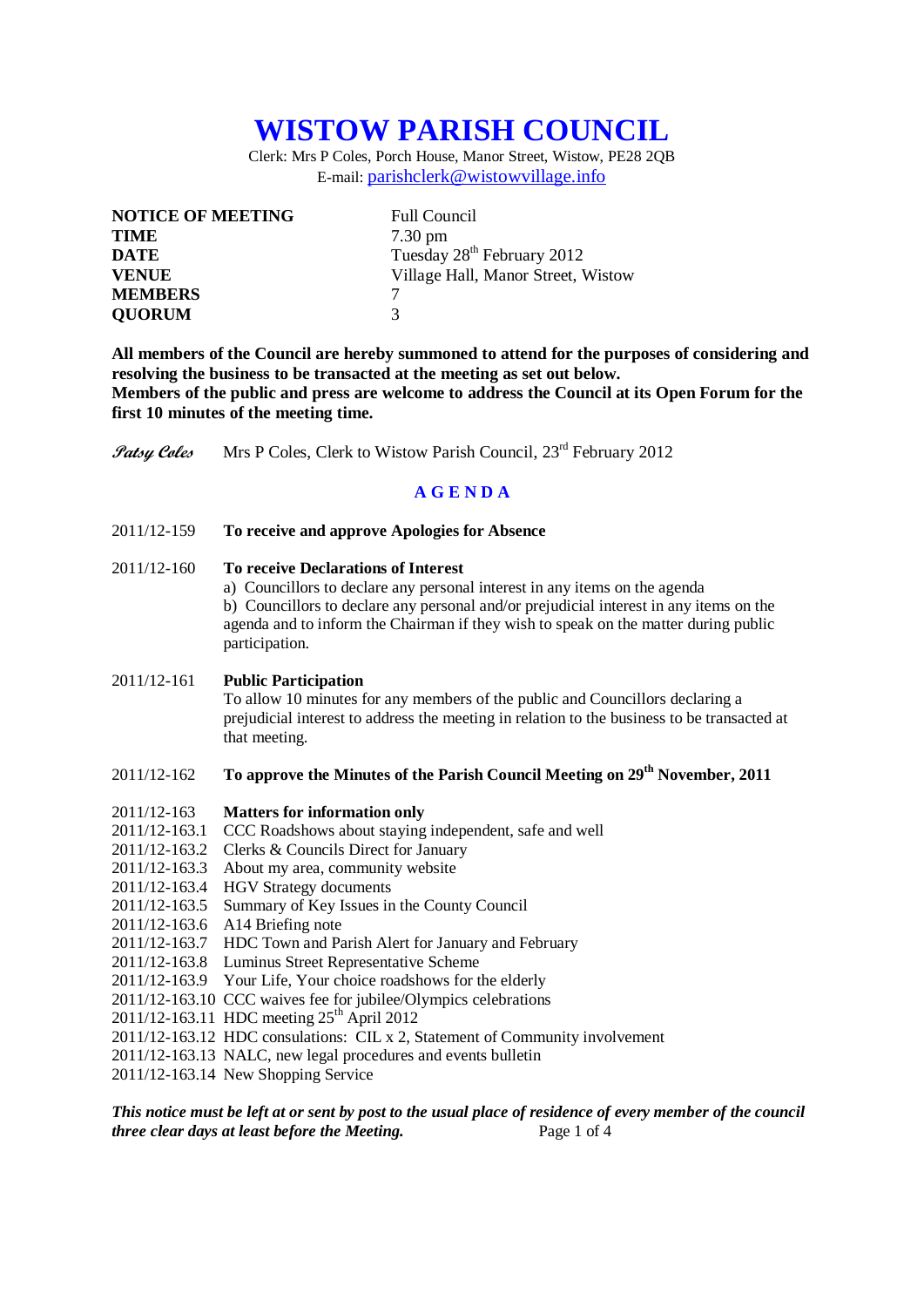# WISTOW PARISH COUNCIL

Clerk: Mrs P Coles, Porch House, Manor Street, Wistow, PE28 2QB
E-mail: parishclerk@wistowvillage.info

| | |
|---|---|
| **NOTICE OF MEETING** | Full Council |
| **TIME** | 7.30 pm |
| **DATE** | Tuesday 28th February 2012 |
| **VENUE** | Village Hall, Manor Street, Wistow |
| **MEMBERS** | 7 |
| **QUORUM** | 3 |

**All members of the Council are hereby summoned to attend for the purposes of considering and resolving the business to be transacted at the meeting as set out below.**
**Members of the public and press are welcome to address the Council at its Open Forum for the first 10 minutes of the meeting time.**

*Patsy Coles* Mrs P Coles, Clerk to Wistow Parish Council, 23rd February 2012

## AGENDA

2011/12-159 **To receive and approve Apologies for Absence**

2011/12-160 **To receive Declarations of Interest**
a) Councillors to declare any personal interest in any items on the agenda
b) Councillors to declare any personal and/or prejudicial interest in any items on the agenda and to inform the Chairman if they wish to speak on the matter during public participation.

2011/12-161 **Public Participation**
To allow 10 minutes for any members of the public and Councillors declaring a prejudicial interest to address the meeting in relation to the business to be transacted at that meeting.

2011/12-162 **To approve the Minutes of the Parish Council Meeting on 29th November, 2011**

2011/12-163 **Matters for information only**
2011/12-163.1 CCC Roadshows about staying independent, safe and well
2011/12-163.2 Clerks & Councils Direct for January
2011/12-163.3 About my area, community website
2011/12-163.4 HGV Strategy documents
2011/12-163.5 Summary of Key Issues in the County Council
2011/12-163.6 A14 Briefing note
2011/12-163.7 HDC Town and Parish Alert for January and February
2011/12-163.8 Luminus Street Representative Scheme
2011/12-163.9 Your Life, Your choice roadshows for the elderly
2011/12-163.10 CCC waives fee for jubilee/Olympics celebrations
2011/12-163.11 HDC meeting 25th April 2012
2011/12-163.12 HDC consulations: CIL x 2, Statement of Community involvement
2011/12-163.13 NALC, new legal procedures and events bulletin
2011/12-163.14 New Shopping Service

***This notice must be left at or sent by post to the usual place of residence of every member of the council three clear days at least before the Meeting.***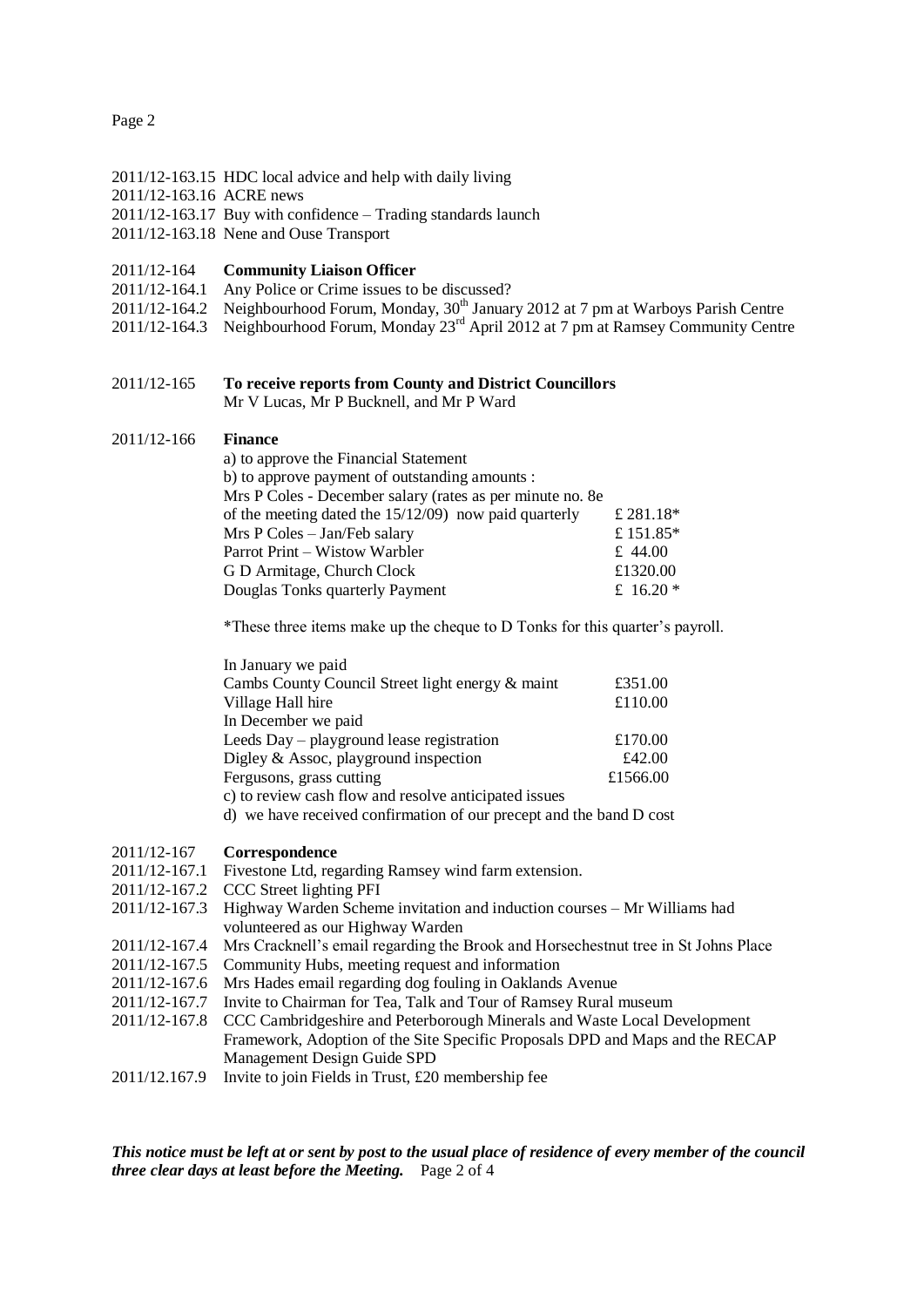2011/12-163.15 HDC local advice and help with daily living
2011/12-163.16 ACRE news
2011/12-163.17 Buy with confidence – Trading standards launch
2011/12-163.18 Nene and Ouse Transport

2011/12-164 **Community Liaison Officer**
2011/12-164.1 Any Police or Crime issues to be discussed?
2011/12-164.2 Neighbourhood Forum, Monday, 30th January 2012 at 7 pm at Warboys Parish Centre
2011/12-164.3 Neighbourhood Forum, Monday 23rd April 2012 at 7 pm at Ramsey Community Centre

2011/12-165 **To receive reports from County and District Councillors**
Mr V Lucas, Mr P Bucknell, and Mr P Ward

2011/12-166 **Finance**
a) to approve the Financial Statement
b) to approve payment of outstanding amounts :

| | |
|---|---|
| Mrs P Coles - December salary (rates as per minute no. 8e of the meeting dated the 15/12/09) now paid quarterly | £ 281.18* |
| Mrs P Coles – Jan/Feb salary | £ 151.85* |
| Parrot Print – Wistow Warbler | £ 44.00 |
| G D Armitage, Church Clock | £1320.00 |
| Douglas Tonks quarterly Payment | £ 16.20 * |

*These three items make up the cheque to D Tonks for this quarter's payroll.

| | |
|---|---|
| In January we paid | |
| Cambs County Council Street light energy & maint | £351.00 |
| Village Hall hire | £110.00 |
| In December we paid | |
| Leeds Day – playground lease registration | £170.00 |
| Digley & Assoc, playground inspection | £42.00 |
| Fergusons, grass cutting | £1566.00 |

c) to review cash flow and resolve anticipated issues
d) we have received confirmation of our precept and the band D cost

2011/12-167 **Correspondence**
2011/12-167.1 Fivestone Ltd, regarding Ramsey wind farm extension.
2011/12-167.2 CCC Street lighting PFI
2011/12-167.3 Highway Warden Scheme invitation and induction courses – Mr Williams had volunteered as our Highway Warden
2011/12-167.4 Mrs Cracknell's email regarding the Brook and Horsechestnut tree in St Johns Place
2011/12-167.5 Community Hubs, meeting request and information
2011/12-167.6 Mrs Hades email regarding dog fouling in Oaklands Avenue
2011/12-167.7 Invite to Chairman for Tea, Talk and Tour of Ramsey Rural museum
2011/12-167.8 CCC Cambridgeshire and Peterborough Minerals and Waste Local Development Framework, Adoption of the Site Specific Proposals DPD and Maps and the RECAP Management Design Guide SPD
2011/12.167.9 Invite to join Fields in Trust, £20 membership fee

***This notice must be left at or sent by post to the usual place of residence of every member of the council three clear days at least before the Meeting.***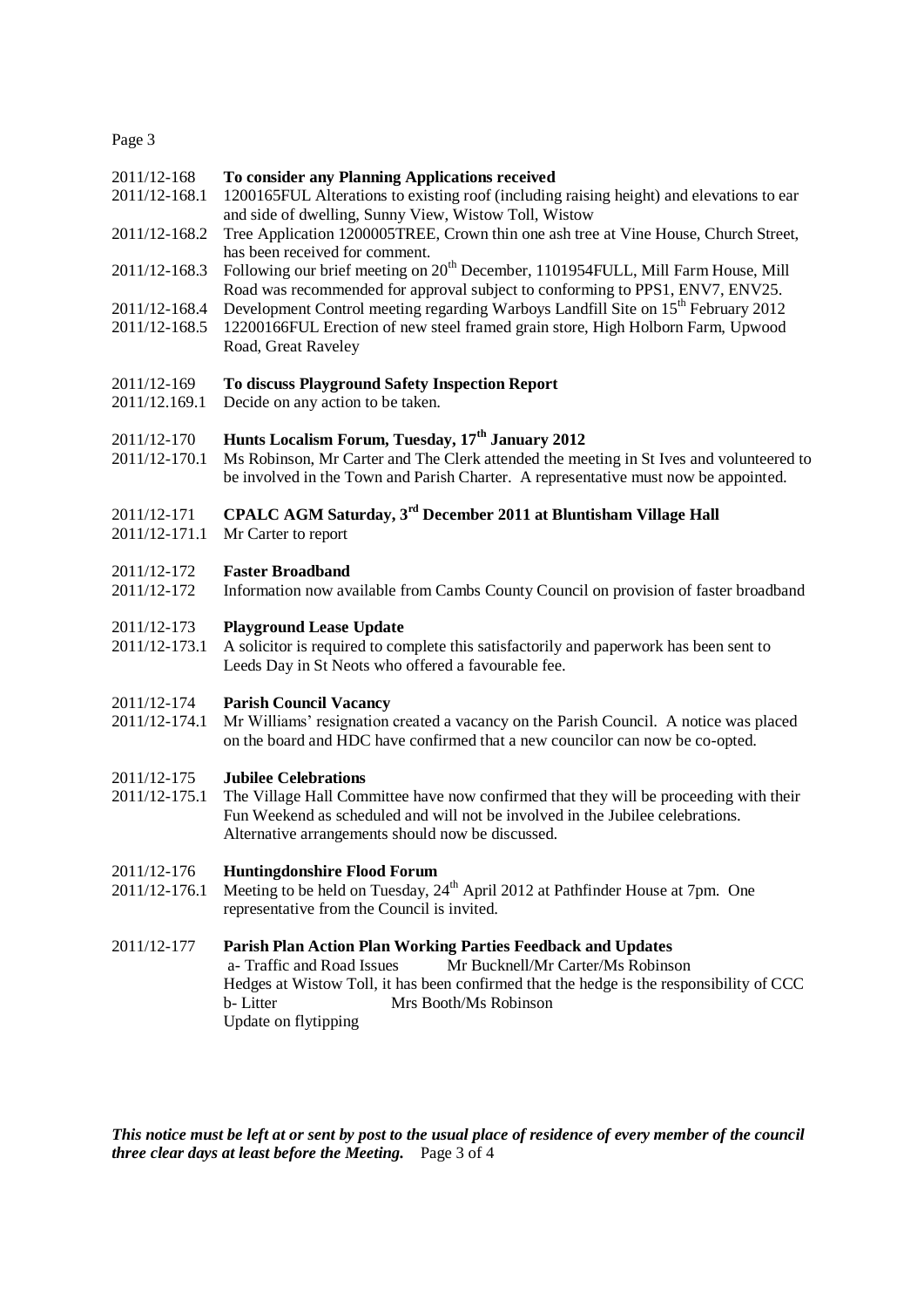2011/12-168 **To consider any Planning Applications received**

2011/12-168.1 1200165FUL Alterations to existing roof (including raising height) and elevations to ear and side of dwelling, Sunny View, Wistow Toll, Wistow

2011/12-168.2 Tree Application 1200005TREE, Crown thin one ash tree at Vine House, Church Street, has been received for comment.

2011/12-168.3 Following our brief meeting on 20th December, 1101954FULL, Mill Farm House, Mill Road was recommended for approval subject to conforming to PPS1, ENV7, ENV25.

2011/12-168.4 Development Control meeting regarding Warboys Landfill Site on 15th February 2012

2011/12-168.5 12200166FUL Erection of new steel framed grain store, High Holborn Farm, Upwood Road, Great Raveley

2011/12-169 **To discuss Playground Safety Inspection Report**

2011/12.169.1 Decide on any action to be taken.

2011/12-170 **Hunts Localism Forum, Tuesday, 17th January 2012**

2011/12-170.1 Ms Robinson, Mr Carter and The Clerk attended the meeting in St Ives and volunteered to be involved in the Town and Parish Charter. A representative must now be appointed.

2011/12-171 **CPALC AGM Saturday, 3rd December 2011 at Bluntisham Village Hall**

2011/12-171.1 Mr Carter to report

2011/12-172 **Faster Broadband**

2011/12-172 Information now available from Cambs County Council on provision of faster broadband

2011/12-173 **Playground Lease Update**

2011/12-173.1 A solicitor is required to complete this satisfactorily and paperwork has been sent to Leeds Day in St Neots who offered a favourable fee.

2011/12-174 **Parish Council Vacancy**

2011/12-174.1 Mr Williams' resignation created a vacancy on the Parish Council. A notice was placed on the board and HDC have confirmed that a new councilor can now be co-opted.

2011/12-175 **Jubilee Celebrations**

2011/12-175.1 The Village Hall Committee have now confirmed that they will be proceeding with their Fun Weekend as scheduled and will not be involved in the Jubilee celebrations. Alternative arrangements should now be discussed.

2011/12-176 **Huntingdonshire Flood Forum**

2011/12-176.1 Meeting to be held on Tuesday, 24th April 2012 at Pathfinder House at 7pm. One representative from the Council is invited.

2011/12-177 **Parish Plan Action Plan Working Parties Feedback and Updates**

a- Traffic and Road Issues Mr Bucknell/Mr Carter/Ms Robinson

Hedges at Wistow Toll, it has been confirmed that the hedge is the responsibility of CCC

b- Litter Mrs Booth/Ms Robinson

Update on flytipping

***This notice must be left at or sent by post to the usual place of residence of every member of the council three clear days at least before the Meeting.***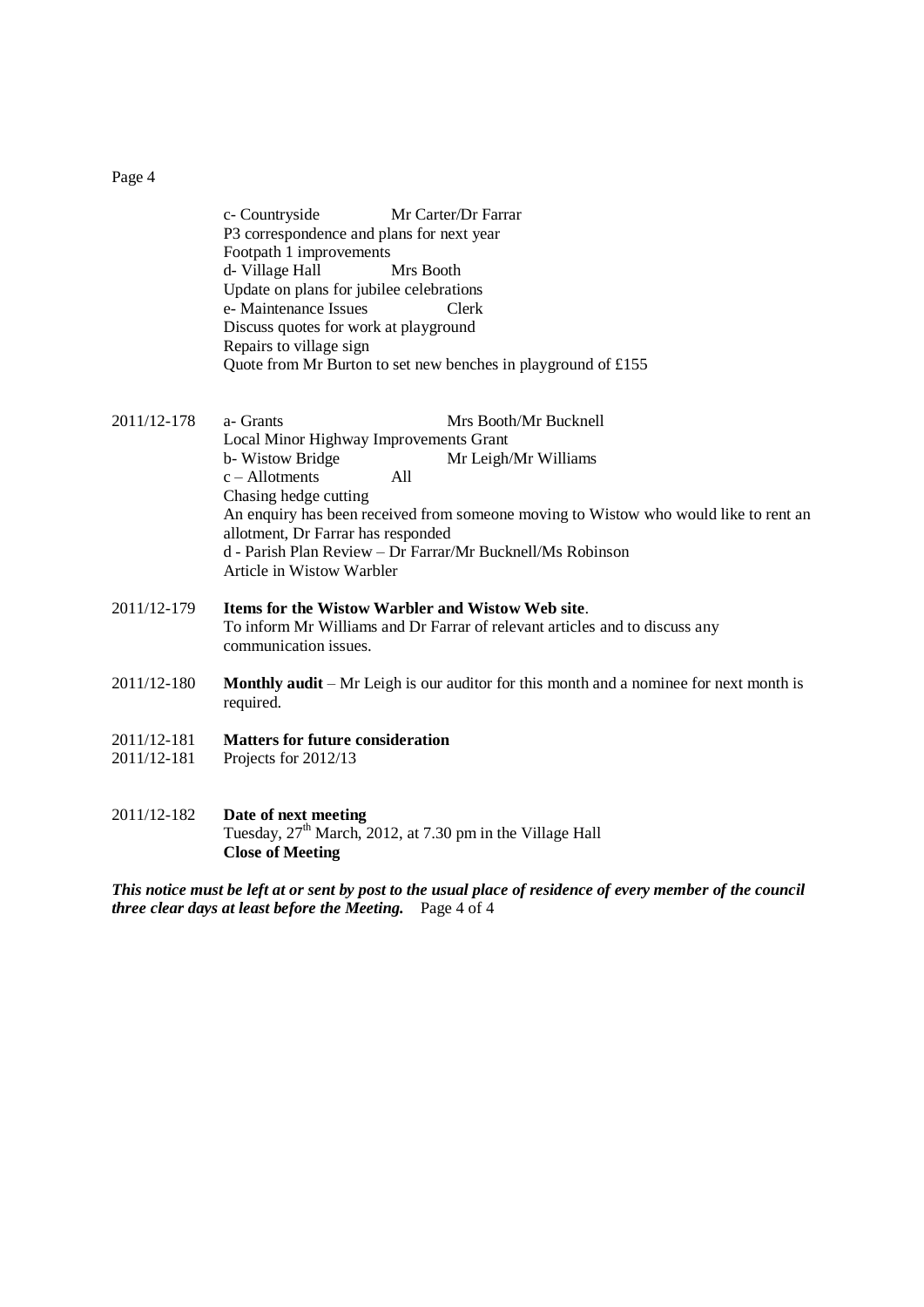c- Countryside Mr Carter/Dr Farrar
P3 correspondence and plans for next year
Footpath 1 improvements
d- Village Hall Mrs Booth
Update on plans for jubilee celebrations
e- Maintenance Issues Clerk
Discuss quotes for work at playground
Repairs to village sign
Quote from Mr Burton to set new benches in playground of £155

2011/12-178 a- Grants Mrs Booth/Mr Bucknell
Local Minor Highway Improvements Grant
b- Wistow Bridge Mr Leigh/Mr Williams
c – Allotments All
Chasing hedge cutting
An enquiry has been received from someone moving to Wistow who would like to rent an allotment, Dr Farrar has responded
d - Parish Plan Review – Dr Farrar/Mr Bucknell/Ms Robinson
Article in Wistow Warbler

2011/12-179 **Items for the Wistow Warbler and Wistow Web site**.
To inform Mr Williams and Dr Farrar of relevant articles and to discuss any communication issues.

2011/12-180 **Monthly audit** – Mr Leigh is our auditor for this month and a nominee for next month is required.

2011/12-181 **Matters for future consideration**
2011/12-181 Projects for 2012/13

2011/12-182 **Date of next meeting**
Tuesday, 27th March, 2012, at 7.30 pm in the Village Hall
**Close of Meeting**

***This notice must be left at or sent by post to the usual place of residence of every member of the council three clear days at least before the Meeting.***